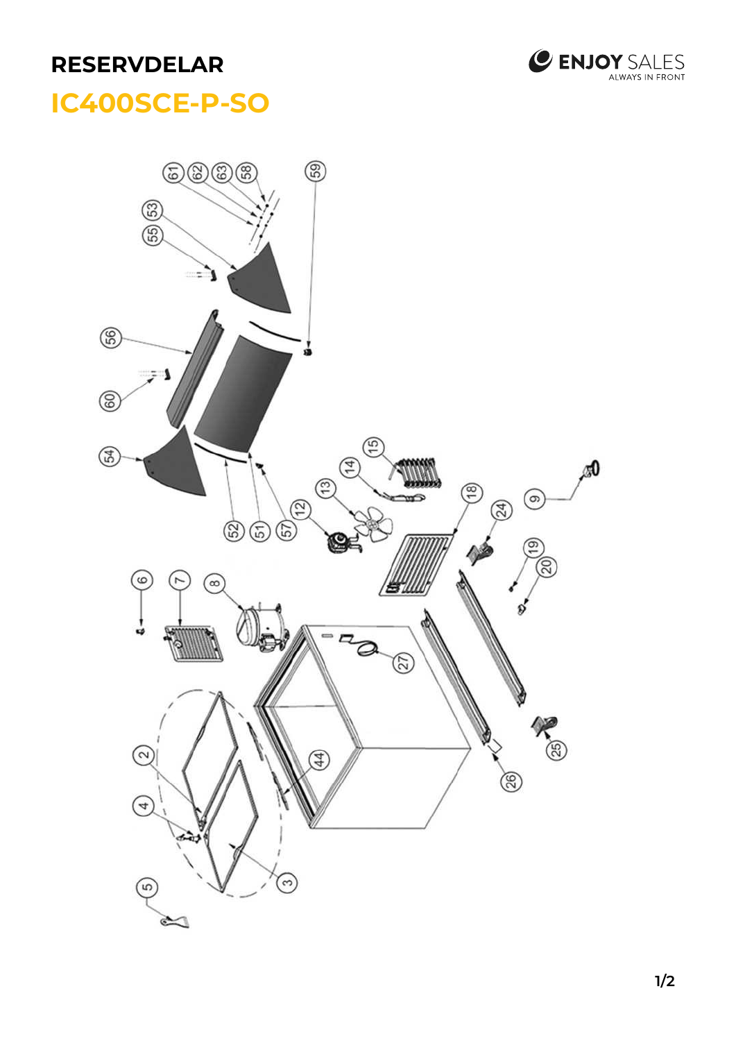# RESERVDELAR

## IC400SCE-P-SO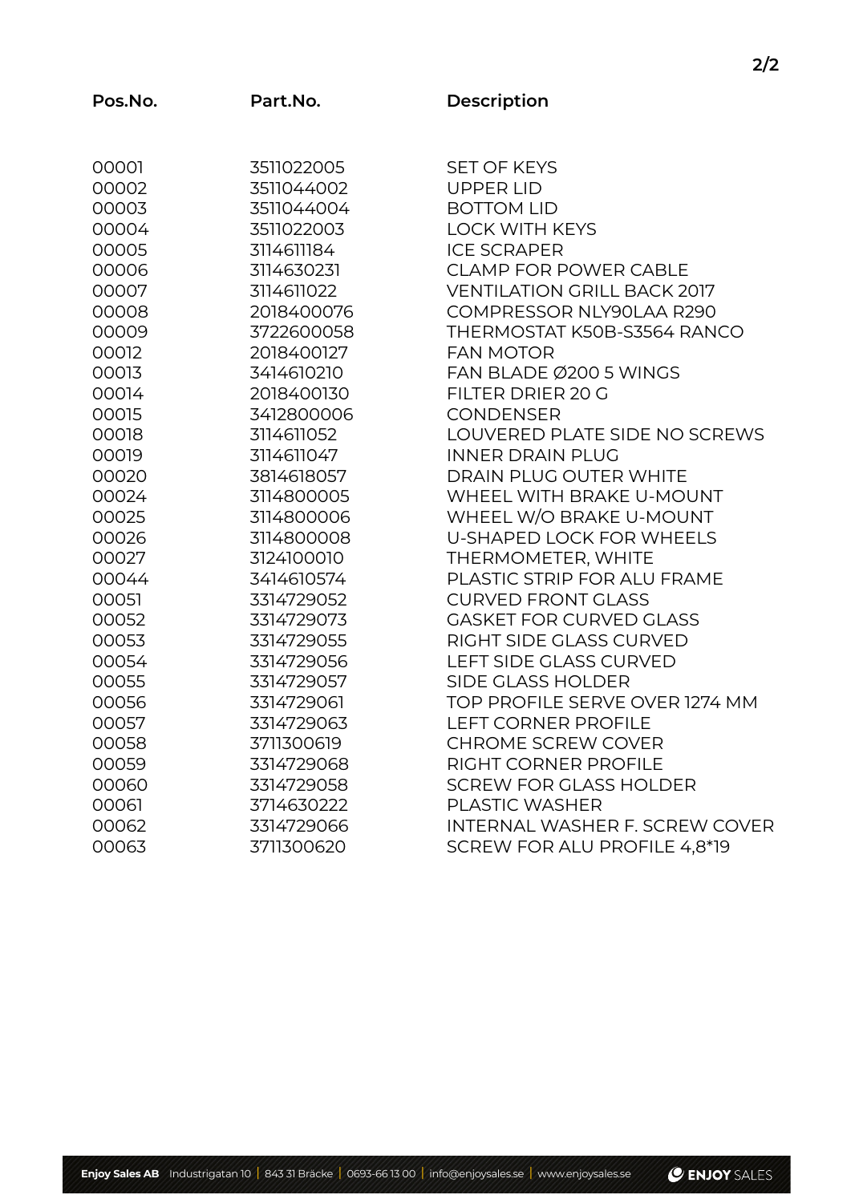| Pos.No. | Part.No. | Description |
| --- | --- | --- |
| 00001 | 3511022005 | SET OF KEYS |
| 00002 | 3511044002 | UPPER LID |
| 00003 | 3511044004 | BOTTOM LID |
| 00004 | 3511022003 | LOCK WITH KEYS |
| 00005 | 3114611184 | ICE SCRAPER |
| 00006 | 3114630231 | CLAMP FOR POWER CABLE |
| 00007 | 3114611022 | VENTILATION GRILL BACK 2017 |
| 00008 | 2018400076 | COMPRESSOR NLY90LAA R290 |
| 00009 | 3722600058 | THERMOSTAT K50B-S3564 RANCO |
| 00012 | 2018400127 | FAN MOTOR |
| 00013 | 3414610210 | FAN BLADE Ø200 5 WINGS |
| 00014 | 2018400130 | FILTER DRIER 20 G |
| 00015 | 3412800006 | CONDENSER |
| 00018 | 3114611052 | LOUVERED PLATE SIDE NO SCREWS |
| 00019 | 3114611047 | INNER DRAIN PLUG |
| 00020 | 3814618057 | DRAIN PLUG OUTER WHITE |
| 00024 | 3114800005 | WHEEL WITH BRAKE U-MOUNT |
| 00025 | 3114800006 | WHEEL W/O BRAKE U-MOUNT |
| 00026 | 3114800008 | U-SHAPED LOCK FOR WHEELS |
| 00027 | 3124100010 | THERMOMETER, WHITE |
| 00044 | 3414610574 | PLASTIC STRIP FOR ALU FRAME |
| 00051 | 3314729052 | CURVED FRONT GLASS |
| 00052 | 3314729073 | GASKET FOR CURVED GLASS |
| 00053 | 3314729055 | RIGHT SIDE GLASS CURVED |
| 00054 | 3314729056 | LEFT SIDE GLASS CURVED |
| 00055 | 3314729057 | SIDE GLASS HOLDER |
| 00056 | 3314729061 | TOP PROFILE SERVE OVER 1274 MM |
| 00057 | 3314729063 | LEFT CORNER PROFILE |
| 00058 | 3711300619 | CHROME SCREW COVER |
| 00059 | 3314729068 | RIGHT CORNER PROFILE |
| 00060 | 3314729058 | SCREW FOR GLASS HOLDER |
| 00061 | 3714630222 | PLASTIC WASHER |
| 00062 | 3314729066 | INTERNAL WASHER F. SCREW COVER |
| 00063 | 3711300620 | SCREW FOR ALU PROFILE 4,8*19 |